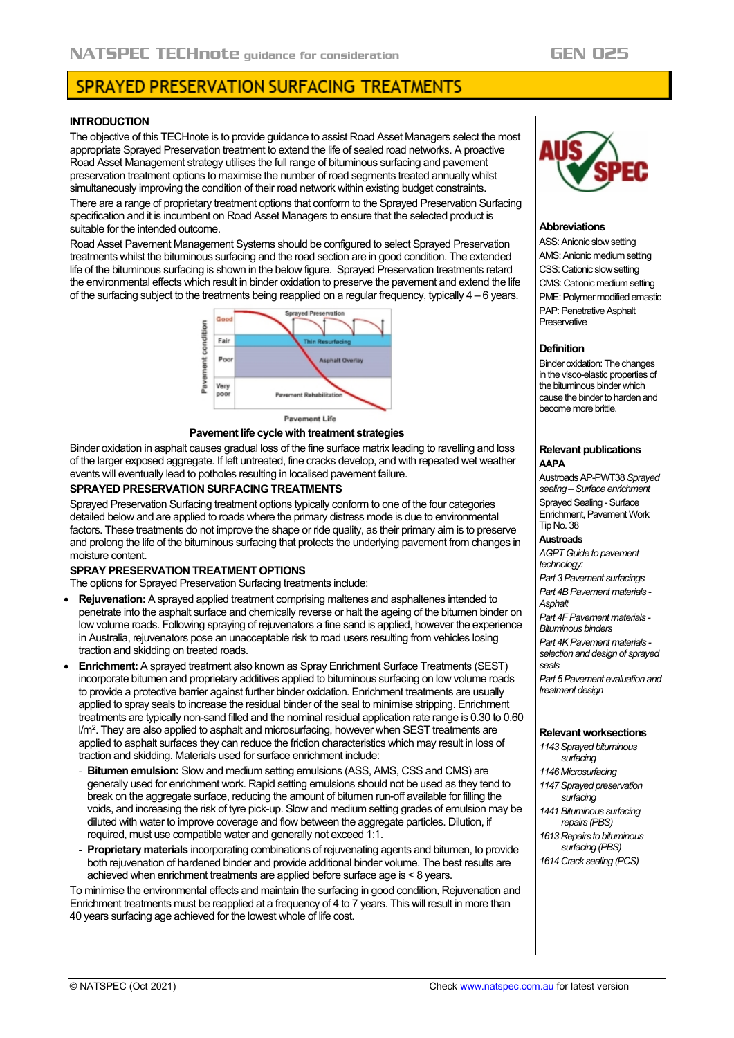# SPRAYED PRESERVATION SURFACING TREATMENTS

## INTRODUCTION

The objective of this TECHnote is to provide guidance to assist Road Asset Managers select the most appropriate Sprayed Preservation treatment to extend the life of sealed road networks. A proactive Road Asset Management strategy utilises the full range of bituminous surfacing and pavement preservation treatment options to maximise the number of road segments treated annually whilst simultaneously improving the condition of their road network within existing budget constraints.

There are a range of proprietary treatment options that conform to the Sprayed Preservation Surfacing specification and it is incumbent on Road Asset Managers to ensure that the selected product is suitable for the intended outcome.

Road Asset Pavement Management Systems should be configured to select Sprayed Preservation treatments whilst the bituminous surfacing and the road section are in good condition. The extended life of the bituminous surfacing is shown in the below figure. Sprayed Preservation treatments retard the environmental effects which result in binder oxidation to preserve the pavement and extend the life of the surfacing subject to the treatments being reapplied on a regular frequency, typically 4 – 6 years.

**Pavement life cycle with treatment strategies**

Binder oxidation in asphalt causes gradual loss of the fine surface matrix leading to ravelling and loss of the larger exposed aggregate. If left untreated, fine cracks develop, and with repeated wet weather events will eventually lead to potholes resulting in localised pavement failure.

## SPRAYED PRESERVATION SURFACING TREATMENTS

Sprayed Preservation Surfacing treatment options typically conform to one of the four categories detailed below and are applied to roads where the primary distress mode is due to environmental factors. These treatments do not improve the shape or ride quality, as their primary aim is to preserve and prolong the life of the bituminous surfacing that protects the underlying pavement from changes in moisture content.

## SPRAY PRESERVATION TREATMENT OPTIONS

The options for Sprayed Preservation Surfacing treatments include:

- **Rejuvenation:** A sprayed applied treatment comprising maltenes and asphaltenes intended to penetrate into the asphalt surface and chemically reverse or halt the ageing of the bitumen binder on low volume roads. Following spraying of rejuvenators a fine sand is applied, however the experience in Australia, rejuvenators pose an unacceptable risk to road users resulting from vehicles losing traction and skidding on treated roads.
- **Enrichment:** A sprayed treatment also known as Spray Enrichment Surface Treatments (SEST) incorporate bitumen and proprietary additives applied to bituminous surfacing on low volume roads to provide a protective barrier against further binder oxidation. Enrichment treatments are usually applied to spray seals to increase the residual binder of the seal to minimise stripping. Enrichment treatments are typically non-sand filled and the nominal residual application rate range is 0.30 to 0.60 l/m$^2$. They are also applied to asphalt and microsurfacing, however when SEST treatments are applied to asphalt surfaces they can reduce the friction characteristics which may result in loss of traction and skidding. Materials used for surface enrichment include:
  - **Bitumen emulsion:** Slow and medium setting emulsions (ASS, AMS, CSS and CMS) are generally used for enrichment work. Rapid setting emulsions should not be used as they tend to break on the aggregate surface, reducing the amount of bitumen run-off available for filling the voids, and increasing the risk of tyre pick-up. Slow and medium setting grades of emulsion may be diluted with water to improve coverage and flow between the aggregate particles. Dilution, if required, must use compatible water and generally not exceed 1:1.
  - **Proprietary materials** incorporating combinations of rejuvenating agents and bitumen, to provide both rejuvenation of hardened binder and provide additional binder volume. The best results are achieved when enrichment treatments are applied before surface age is < 8 years.

To minimise the environmental effects and maintain the surfacing in good condition, Rejuvenation and Enrichment treatments must be reapplied at a frequency of 4 to 7 years. This will result in more than 40 years surfacing age achieved for the lowest whole of life cost.

### Abbreviations

ASS: Anionic slow setting
AMS: Anionic medium setting
CSS: Cationic slow setting
CMS: Cationic medium setting
PME: Polymer modified emastic
PAP: Penetrative Asphalt Preservative

### Definition

Binder oxidation: The changes in the visco-elastic properties of the bituminous binder which cause the binder to harden and become more brittle.

### Relevant publications

**AAPA**

Austroads AP-PWT38 *Sprayed sealing – Surface enrichment*

Sprayed Sealing - Surface Enrichment, Pavement Work Tip No. 38

**Austroads**

*AGPT Guide to pavement technology:*

*Part 3 Pavement surfacings*

*Part 4B Pavement materials - Asphalt*

*Part 4F Pavement materials - Bituminous binders*

*Part 4K Pavement materials - selection and design of sprayed seals*

*Part 5 Pavement evaluation and treatment design*

### Relevant worksections

*1143 Sprayed bituminous surfacing*

*1146 Microsurfacing*

*1147 Sprayed preservation surfacing*

*1441 Bituminous surfacing repairs (PBS)*

*1613 Repairs to bituminous surfacing (PBS)*

*1614 Crack sealing (PCS)*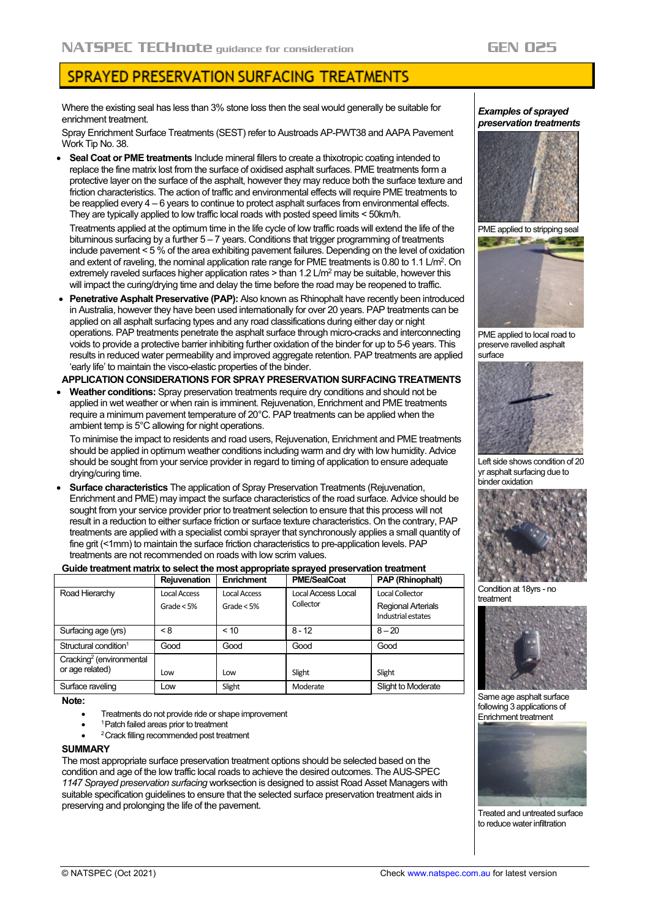# SPRAYED PRESERVATION SURFACING TREATMENTS

Where the existing seal has less than 3% stone loss then the seal would generally be suitable for enrichment treatment.

Spray Enrichment Surface Treatments (SEST) refer to Austroads AP-PWT38 and AAPA Pavement Work Tip No. 38.

- **Seal Coat or PME treatments** Include mineral fillers to create a thixotropic coating intended to replace the fine matrix lost from the surface of oxidised asphalt surfaces. PME treatments form a protective layer on the surface of the asphalt, however they may reduce both the surface texture and friction characteristics. The action of traffic and environmental effects will require PME treatments to be reapplied every 4 – 6 years to continue to protect asphalt surfaces from environmental effects. They are typically applied to low traffic local roads with posted speed limits < 50km/h.

  Treatments applied at the optimum time in the life cycle of low traffic roads will extend the life of the bituminous surfacing by a further 5 – 7 years. Conditions that trigger programming of treatments include pavement < 5 % of the area exhibiting pavement failures. Depending on the level of oxidation and extent of raveling, the nominal application rate range for PME treatments is 0.80 to 1.1 L/m$^2$. On extremely raveled surfaces higher application rates > than 1.2 L/m$^2$ may be suitable, however this will impact the curing/drying time and delay the time before the road may be reopened to traffic.

- **Penetrative Asphalt Preservative (PAP):** Also known as Rhinophalt have recently been introduced in Australia, however they have been used internationally for over 20 years. PAP treatments can be applied on all asphalt surfacing types and any road classifications during either day or night operations. PAP treatments penetrate the asphalt surface through micro-cracks and interconnecting voids to provide a protective barrier inhibiting further oxidation of the binder for up to 5-6 years. This results in reduced water permeability and improved aggregate retention. PAP treatments are applied 'early life' to maintain the visco-elastic properties of the binder.

**APPLICATION CONSIDERATIONS FOR SPRAY PRESERVATION SURFACING TREATMENTS**

- **Weather conditions:** Spray preservation treatments require dry conditions and should not be applied in wet weather or when rain is imminent. Rejuvenation, Enrichment and PME treatments require a minimum pavement temperature of 20°C. PAP treatments can be applied when the ambient temp is 5°C allowing for night operations.

  To minimise the impact to residents and road users, Rejuvenation, Enrichment and PME treatments should be applied in optimum weather conditions including warm and dry with low humidity. Advice should be sought from your service provider in regard to timing of application to ensure adequate drying/curing time.

- **Surface characteristics** The application of Spray Preservation Treatments (Rejuvenation, Enrichment and PME) may impact the surface characteristics of the road surface. Advice should be sought from your service provider prior to treatment selection to ensure that this process will not result in a reduction to either surface friction or surface texture characteristics. On the contrary, PAP treatments are applied with a specialist combi sprayer that synchronously applies a small quantity of fine grit (<1mm) to maintain the surface friction characteristics to pre-application levels. PAP treatments are not recommended on roads with low scrim values.

**Guide treatment matrix to select the most appropriate sprayed preservation treatment**

| | Rejuvenation | Enrichment | PME/SealCoat | PAP (Rhinophalt) |
|---|---|---|---|---|
| Road Hierarchy | Local Access Grade < 5% | Local Access Grade < 5% | Local Access Local Collector | Local Collector Regional Arterials Industrial estates |
| Surfacing age (yrs) | < 8 | < 10 | 8 - 12 | 8 – 20 |
| Structural condition[1] | Good | Good | Good | Good |
| Cracking[2] (environmental or age related) | Low | Low | Slight | Slight |
| Surface raveling | Low | Slight | Moderate | Slight to Moderate |

**Note:**

- Treatments do not provide ride or shape improvement
- [1] Patch failed areas prior to treatment
- [2] Crack filling recommended post treatment

**SUMMARY**

The most appropriate surface preservation treatment options should be selected based on the condition and age of the low traffic local roads to achieve the desired outcomes. The AUS-SPEC *1147 Sprayed preservation surfacing* worksection is designed to assist Road Asset Managers with suitable specification guidelines to ensure that the selected surface preservation treatment aids in preserving and prolonging the life of the pavement.

***Examples of sprayed preservation treatments***

PME applied to stripping seal

PME applied to local road to preserve ravelled asphalt surface

Left side shows condition of 20 yr asphalt surfacing due to binder oxidation

Condition at 18yrs - no treatment

Same age asphalt surface following 3 applications of Enrichment treatment

Treated and untreated surface to reduce water infiltration